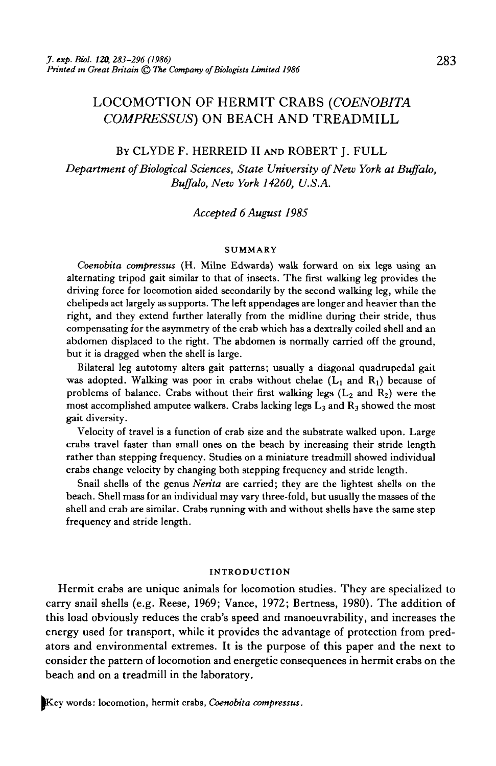# LOCOMOTION OF HERMIT CRABS (*COENOBITA COMPRESSUS*) ON BEACH AND TREADMILL

By CLYDE F. HERREID II and ROBERT J. FULL

*Department of Biological Sciences, State University of New York at Buffalo, Buffalo, New York 14260, U.S.A.*

*Accepted 6 August 1985*

## SUMMARY

*Coenobita compressus* (H. Milne Edwards) walk forward on six legs using an alternating tripod gait similar to that of insects. The first walking leg provides the driving force for locomotion aided secondarily by the second walking leg, while the chelipeds act largely as supports. The left appendages are longer and heavier than the right, and they extend further laterally from the midline during their stride, thus compensating for the asymmetry of the crab which has a dextrally coiled shell and an abdomen displaced to the right. The abdomen is normally carried off the ground, but it is dragged when the shell is large.

Bilateral leg autotomy alters gait patterns; usually a diagonal quadrupedal gait was adopted. Walking was poor in crabs without chelae ($L_1$ and $R_1$) because of problems of balance. Crabs without their first walking legs ($L_2$ and $R_2$) were the most accomplished amputee walkers. Crabs lacking legs $L_3$ and $R_3$ showed the most gait diversity.

Velocity of travel is a function of crab size and the substrate walked upon. Large crabs travel faster than small ones on the beach by increasing their stride length rather than stepping frequency. Studies on a miniature treadmill showed individual crabs change velocity by changing both stepping frequency and stride length.

Snail shells of the genus *Nerita* are carried; they are the lightest shells on the beach. Shell mass for an individual may vary three-fold, but usually the masses of the shell and crab are similar. Crabs running with and without shells have the same step frequency and stride length.

## INTRODUCTION

Hermit crabs are unique animals for locomotion studies. They are specialized to carry snail shells (e.g. Reese, 1969; Vance, 1972; Bertness, 1980). The addition of this load obviously reduces the crab's speed and manoeuvrability, and increases the energy used for transport, while it provides the advantage of protection from predators and environmental extremes. It is the purpose of this paper and the next to consider the pattern of locomotion and energetic consequences in hermit crabs on the beach and on a treadmill in the laboratory.

Key words: locomotion, hermit crabs, *Coenobita compressus*.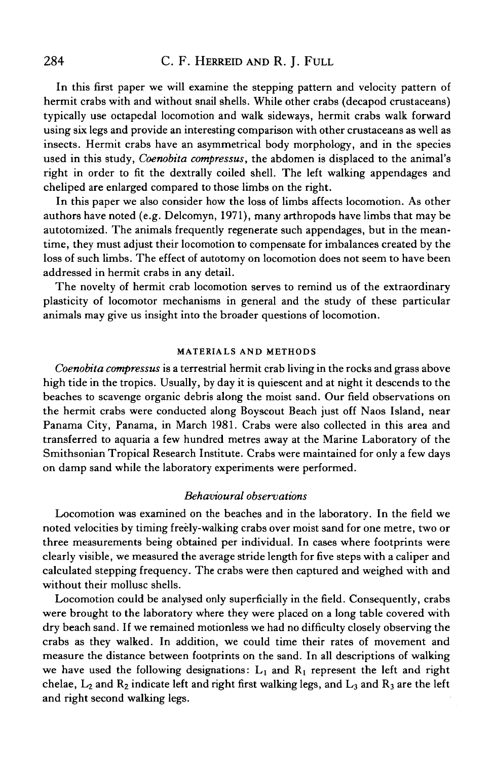In this first paper we will examine the stepping pattern and velocity pattern of hermit crabs with and without snail shells. While other crabs (decapod crustaceans) typically use octapedal locomotion and walk sideways, hermit crabs walk forward using six legs and provide an interesting comparison with other crustaceans as well as insects. Hermit crabs have an asymmetrical body morphology, and in the species used in this study, *Coenobita compressus*, the abdomen is displaced to the animal's right in order to fit the dextrally coiled shell. The left walking appendages and cheliped are enlarged compared to those limbs on the right.

In this paper we also consider how the loss of limbs affects locomotion. As other authors have noted (e.g. Delcomyn, 1971), many arthropods have limbs that may be autotomized. The animals frequently regenerate such appendages, but in the meantime, they must adjust their locomotion to compensate for imbalances created by the loss of such limbs. The effect of autotomy on locomotion does not seem to have been addressed in hermit crabs in any detail.

The novelty of hermit crab locomotion serves to remind us of the extraordinary plasticity of locomotor mechanisms in general and the study of these particular animals may give us insight into the broader questions of locomotion.

## MATERIALS AND METHODS

*Coenobita compressus* is a terrestrial hermit crab living in the rocks and grass above high tide in the tropics. Usually, by day it is quiescent and at night it descends to the beaches to scavenge organic debris along the moist sand. Our field observations on the hermit crabs were conducted along Boyscout Beach just off Naos Island, near Panama City, Panama, in March 1981. Crabs were also collected in this area and transferred to aquaria a few hundred metres away at the Marine Laboratory of the Smithsonian Tropical Research Institute. Crabs were maintained for only a few days on damp sand while the laboratory experiments were performed.

### *Behavioural observations*

Locomotion was examined on the beaches and in the laboratory. In the field we noted velocities by timing freely-walking crabs over moist sand for one metre, two or three measurements being obtained per individual. In cases where footprints were clearly visible, we measured the average stride length for five steps with a caliper and calculated stepping frequency. The crabs were then captured and weighed with and without their mollusc shells.

Locomotion could be analysed only superficially in the field. Consequently, crabs were brought to the laboratory where they were placed on a long table covered with dry beach sand. If we remained motionless we had no difficulty closely observing the crabs as they walked. In addition, we could time their rates of movement and measure the distance between footprints on the sand. In all descriptions of walking we have used the following designations: $L_1$ and $R_1$ represent the left and right chelae, $L_2$ and $R_2$ indicate left and right first walking legs, and $L_3$ and $R_3$ are the left and right second walking legs.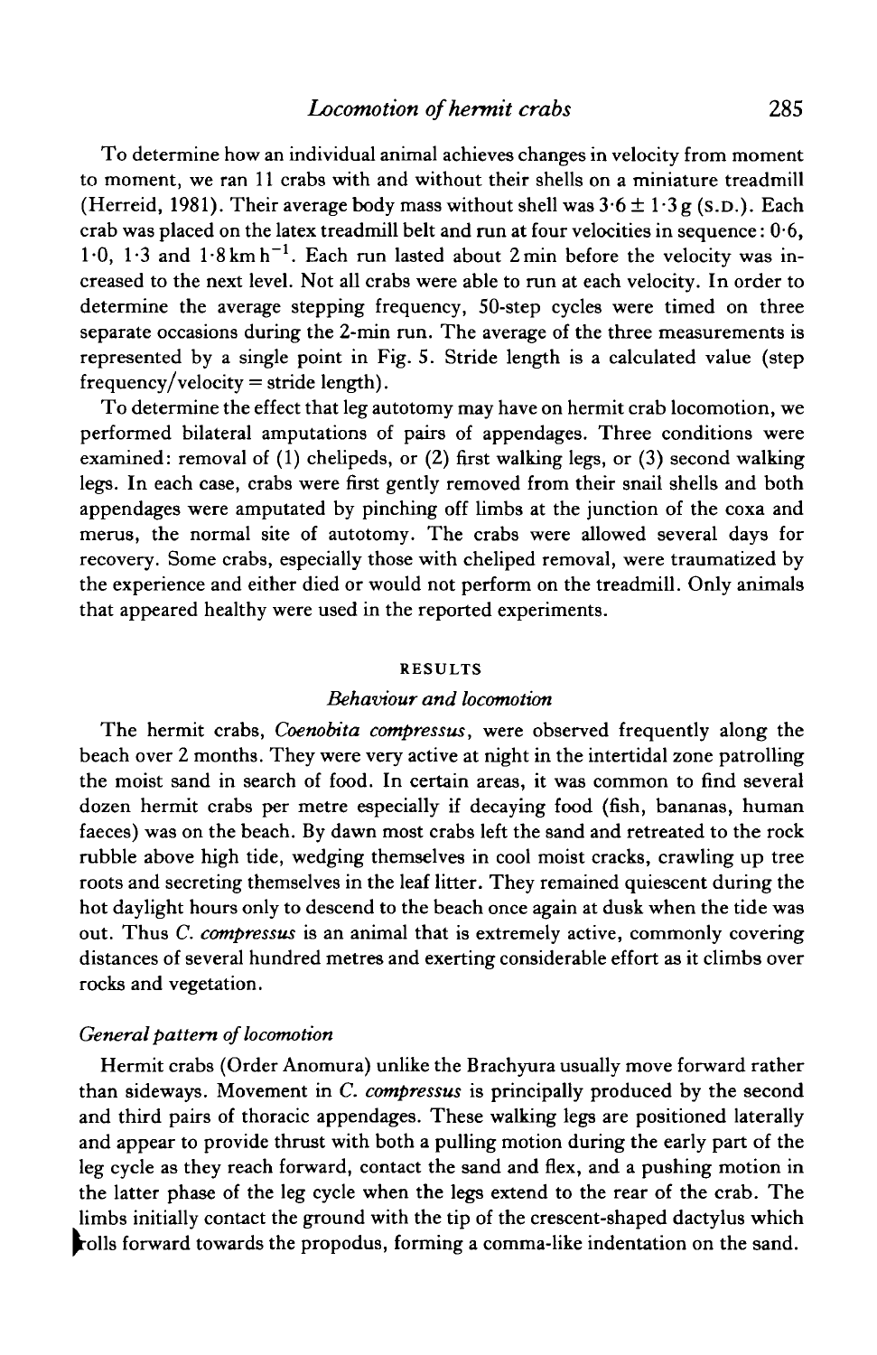To determine how an individual animal achieves changes in velocity from moment to moment, we ran 11 crabs with and without their shells on a miniature treadmill (Herreid, 1981). Their average body mass without shell was $3.6 \pm 1.3$ g (S.D.). Each crab was placed on the latex treadmill belt and run at four velocities in sequence: 0·6, 1·0, 1·3 and 1·8 km $h^{-1}$. Each run lasted about 2 min before the velocity was increased to the next level. Not all crabs were able to run at each velocity. In order to determine the average stepping frequency, 50-step cycles were timed on three separate occasions during the 2-min run. The average of the three measurements is represented by a single point in Fig. 5. Stride length is a calculated value (step frequency/velocity = stride length).

To determine the effect that leg autotomy may have on hermit crab locomotion, we performed bilateral amputations of pairs of appendages. Three conditions were examined: removal of (1) chelipeds, or (2) first walking legs, or (3) second walking legs. In each case, crabs were first gently removed from their snail shells and both appendages were amputated by pinching off limbs at the junction of the coxa and merus, the normal site of autotomy. The crabs were allowed several days for recovery. Some crabs, especially those with cheliped removal, were traumatized by the experience and either died or would not perform on the treadmill. Only animals that appeared healthy were used in the reported experiments.

## RESULTS

### *Behaviour and locomotion*

The hermit crabs, *Coenobita compressus*, were observed frequently along the beach over 2 months. They were very active at night in the intertidal zone patrolling the moist sand in search of food. In certain areas, it was common to find several dozen hermit crabs per metre especially if decaying food (fish, bananas, human faeces) was on the beach. By dawn most crabs left the sand and retreated to the rock rubble above high tide, wedging themselves in cool moist cracks, crawling up tree roots and secreting themselves in the leaf litter. They remained quiescent during the hot daylight hours only to descend to the beach once again at dusk when the tide was out. Thus *C. compressus* is an animal that is extremely active, commonly covering distances of several hundred metres and exerting considerable effort as it climbs over rocks and vegetation.

### *General pattern of locomotion*

Hermit crabs (Order Anomura) unlike the Brachyura usually move forward rather than sideways. Movement in *C. compressus* is principally produced by the second and third pairs of thoracic appendages. These walking legs are positioned laterally and appear to provide thrust with both a pulling motion during the early part of the leg cycle as they reach forward, contact the sand and flex, and a pushing motion in the latter phase of the leg cycle when the legs extend to the rear of the crab. The limbs initially contact the ground with the tip of the crescent-shaped dactylus which rolls forward towards the propodus, forming a comma-like indentation on the sand.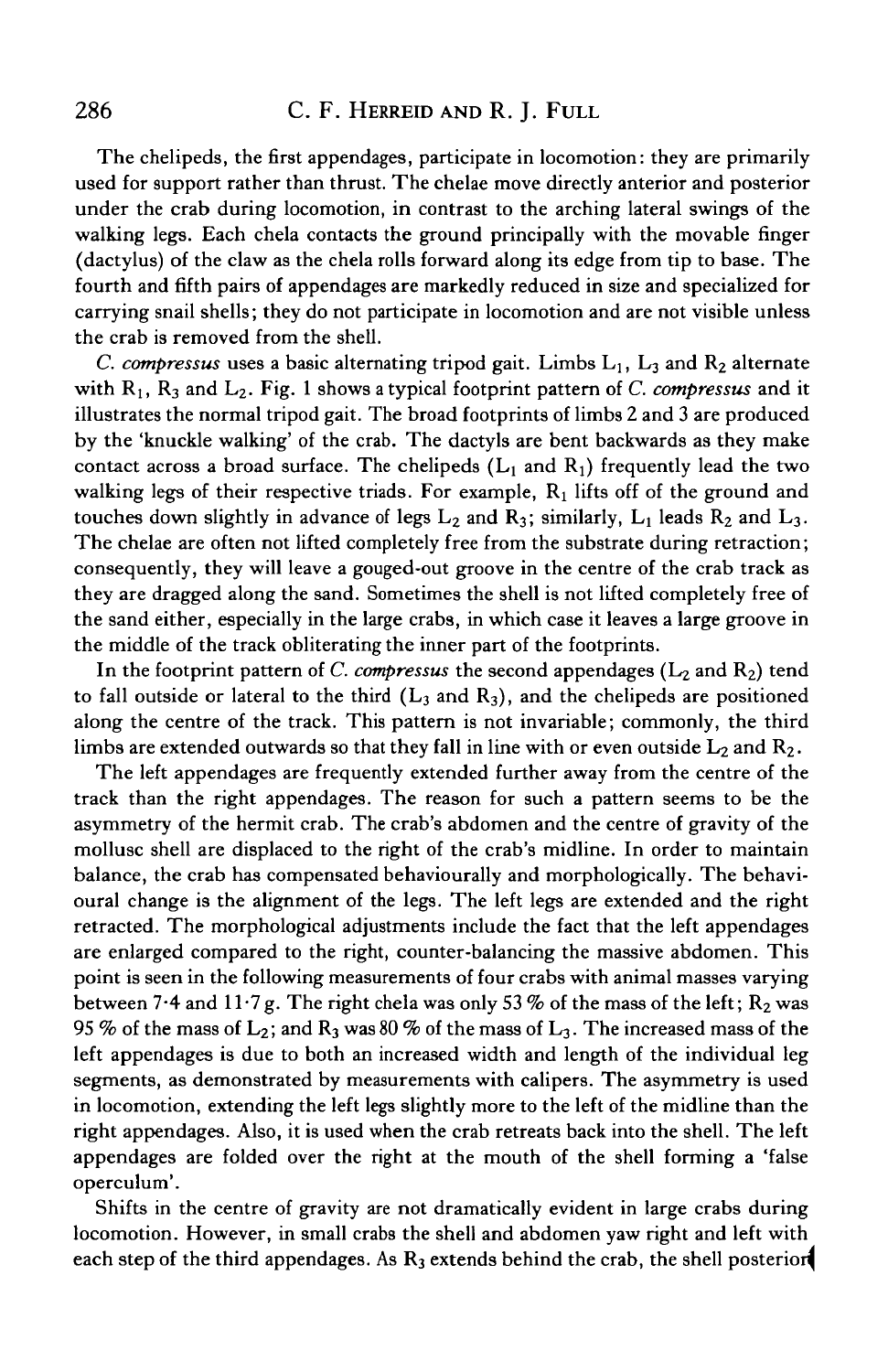The chelipeds, the first appendages, participate in locomotion: they are primarily used for support rather than thrust. The chelae move directly anterior and posterior under the crab during locomotion, in contrast to the arching lateral swings of the walking legs. Each chela contacts the ground principally with the movable finger (dactylus) of the claw as the chela rolls forward along its edge from tip to base. The fourth and fifth pairs of appendages are markedly reduced in size and specialized for carrying snail shells; they do not participate in locomotion and are not visible unless the crab is removed from the shell.

*C. compressus* uses a basic alternating tripod gait. Limbs $L_1$, $L_3$ and $R_2$ alternate with $R_1$, $R_3$ and $L_2$. Fig. 1 shows a typical footprint pattern of *C. compressus* and it illustrates the normal tripod gait. The broad footprints of limbs 2 and 3 are produced by the 'knuckle walking' of the crab. The dactyls are bent backwards as they make contact across a broad surface. The chelipeds ($L_1$ and $R_1$) frequently lead the two walking legs of their respective triads. For example, $R_1$ lifts off of the ground and touches down slightly in advance of legs $L_2$ and $R_3$; similarly, $L_1$ leads $R_2$ and $L_3$. The chelae are often not lifted completely free from the substrate during retraction; consequently, they will leave a gouged-out groove in the centre of the crab track as they are dragged along the sand. Sometimes the shell is not lifted completely free of the sand either, especially in the large crabs, in which case it leaves a large groove in the middle of the track obliterating the inner part of the footprints.

In the footprint pattern of *C. compressus* the second appendages ($L_2$ and $R_2$) tend to fall outside or lateral to the third ($L_3$ and $R_3$), and the chelipeds are positioned along the centre of the track. This pattern is not invariable; commonly, the third limbs are extended outwards so that they fall in line with or even outside $L_2$ and $R_2$.

The left appendages are frequently extended further away from the centre of the track than the right appendages. The reason for such a pattern seems to be the asymmetry of the hermit crab. The crab's abdomen and the centre of gravity of the mollusc shell are displaced to the right of the crab's midline. In order to maintain balance, the crab has compensated behaviourally and morphologically. The behavioural change is the alignment of the legs. The left legs are extended and the right retracted. The morphological adjustments include the fact that the left appendages are enlarged compared to the right, counter-balancing the massive abdomen. This point is seen in the following measurements of four crabs with animal masses varying between 7·4 and 11·7 g. The right chela was only 53 % of the mass of the left; $R_2$ was 95 % of the mass of $L_2$; and $R_3$ was 80 % of the mass of $L_3$. The increased mass of the left appendages is due to both an increased width and length of the individual leg segments, as demonstrated by measurements with calipers. The asymmetry is used in locomotion, extending the left legs slightly more to the left of the midline than the right appendages. Also, it is used when the crab retreats back into the shell. The left appendages are folded over the right at the mouth of the shell forming a 'false operculum'.

Shifts in the centre of gravity are not dramatically evident in large crabs during locomotion. However, in small crabs the shell and abdomen yaw right and left with each step of the third appendages. As $R_3$ extends behind the crab, the shell posterior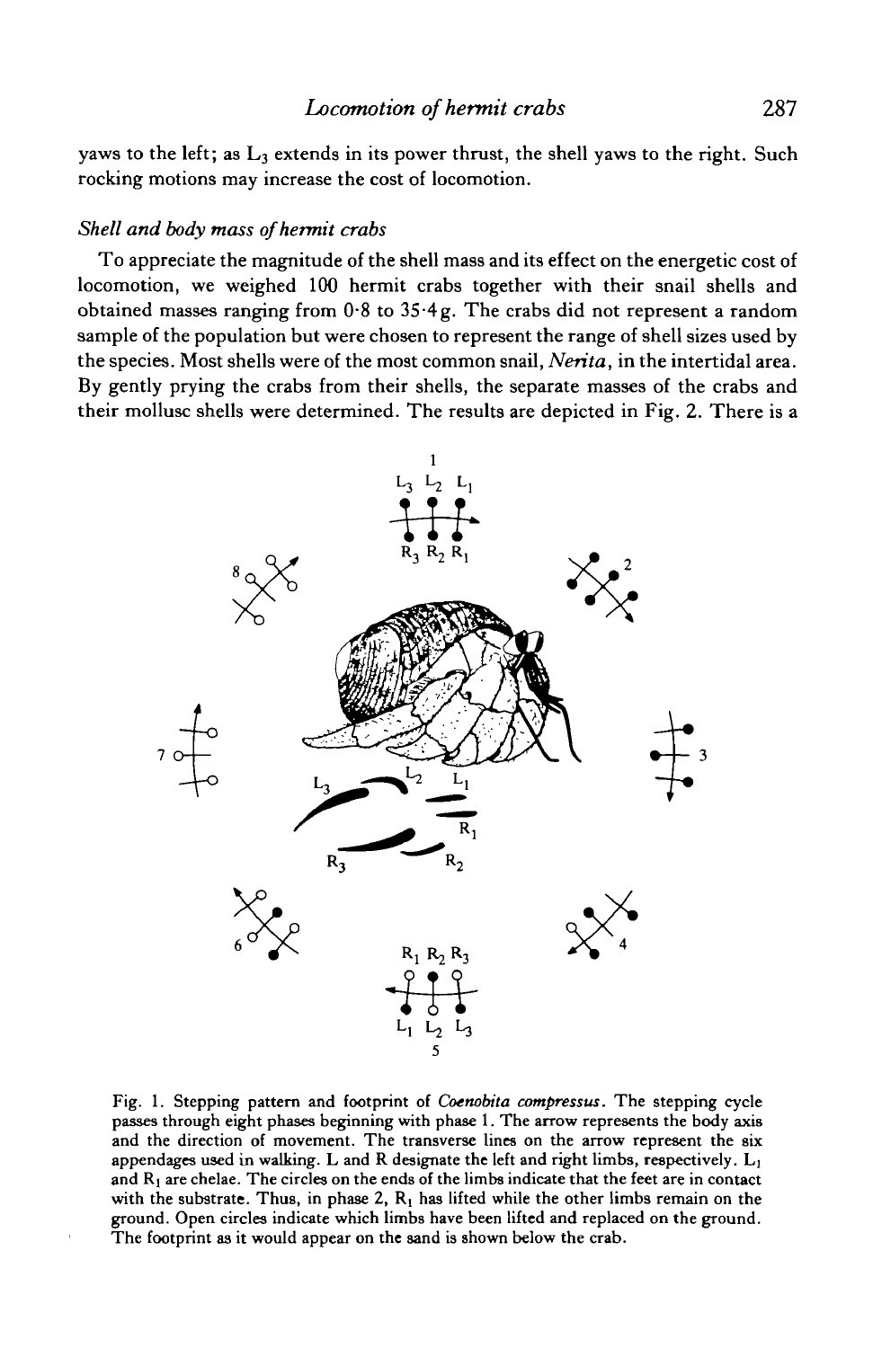yaws to the left; as $L_3$ extends in its power thrust, the shell yaws to the right. Such rocking motions may increase the cost of locomotion.

### *Shell and body mass of hermit crabs*

To appreciate the magnitude of the shell mass and its effect on the energetic cost of locomotion, we weighed 100 hermit crabs together with their snail shells and obtained masses ranging from 0·8 to 35·4 g. The crabs did not represent a random sample of the population but were chosen to represent the range of shell sizes used by the species. Most shells were of the most common snail, *Nerita*, in the intertidal area. By gently prying the crabs from their shells, the separate masses of the crabs and their mollusc shells were determined. The results are depicted in Fig. 2. There is a

Fig. 1. Stepping pattern and footprint of *Coenobita compressus*. The stepping cycle passes through eight phases beginning with phase 1. The arrow represents the body axis and the direction of movement. The transverse lines on the arrow represent the six appendages used in walking. L and R designate the left and right limbs, respectively. $L_1$ and $R_1$ are chelae. The circles on the ends of the limbs indicate that the feet are in contact with the substrate. Thus, in phase 2, $R_1$ has lifted while the other limbs remain on the ground. Open circles indicate which limbs have been lifted and replaced on the ground. The footprint as it would appear on the sand is shown below the crab.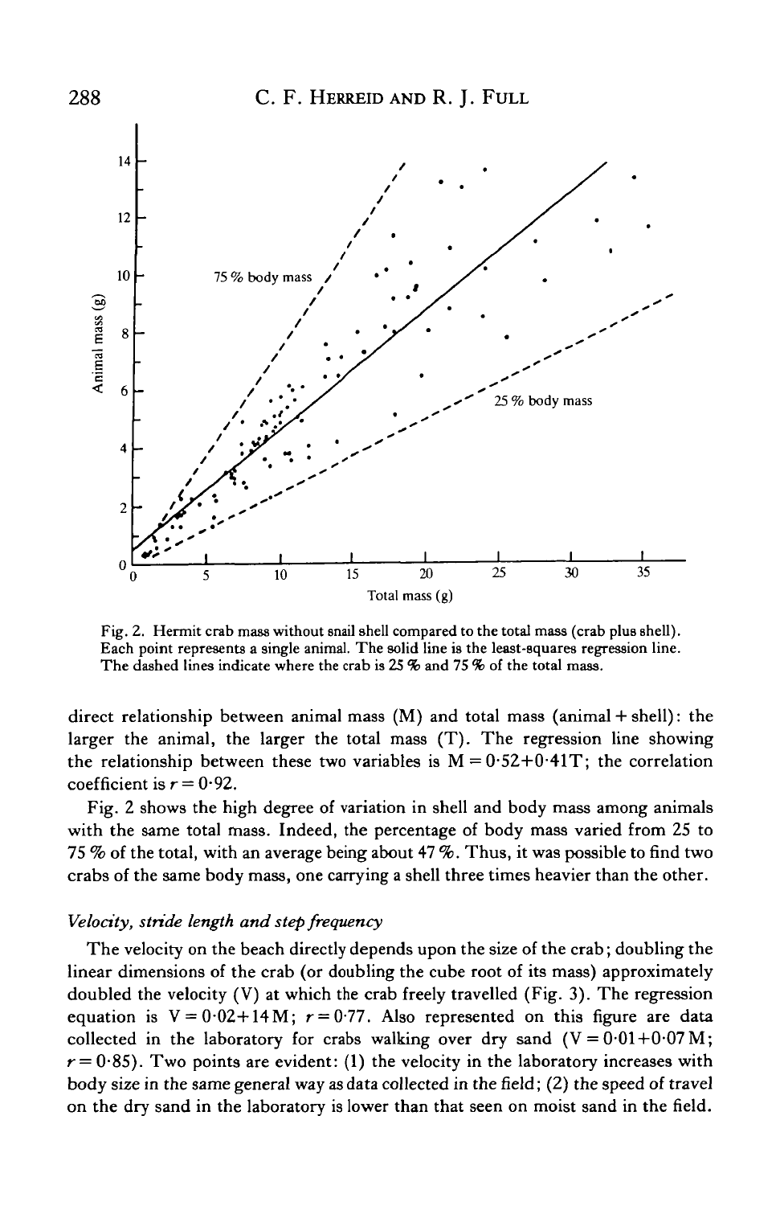Fig. 2. Hermit crab mass without snail shell compared to the total mass (crab plus shell). Each point represents a single animal. The solid line is the least-squares regression line. The dashed lines indicate where the crab is 25 % and 75 % of the total mass.

direct relationship between animal mass (M) and total mass (animal + shell): the larger the animal, the larger the total mass (T). The regression line showing the relationship between these two variables is $M = 0.52 + 0.41T$; the correlation coefficient is $r = 0.92$.

Fig. 2 shows the high degree of variation in shell and body mass among animals with the same total mass. Indeed, the percentage of body mass varied from 25 to 75 % of the total, with an average being about 47 %. Thus, it was possible to find two crabs of the same body mass, one carrying a shell three times heavier than the other.

### *Velocity, stride length and step frequency*

The velocity on the beach directly depends upon the size of the crab; doubling the linear dimensions of the crab (or doubling the cube root of its mass) approximately doubled the velocity (V) at which the crab freely travelled (Fig. 3). The regression equation is $V = 0.02 + 14M$; $r = 0.77$. Also represented on this figure are data collected in the laboratory for crabs walking over dry sand ($V = 0.01 + 0.07M$; $r = 0.85$). Two points are evident: (1) the velocity in the laboratory increases with body size in the same general way as data collected in the field; (2) the speed of travel on the dry sand in the laboratory is lower than that seen on moist sand in the field.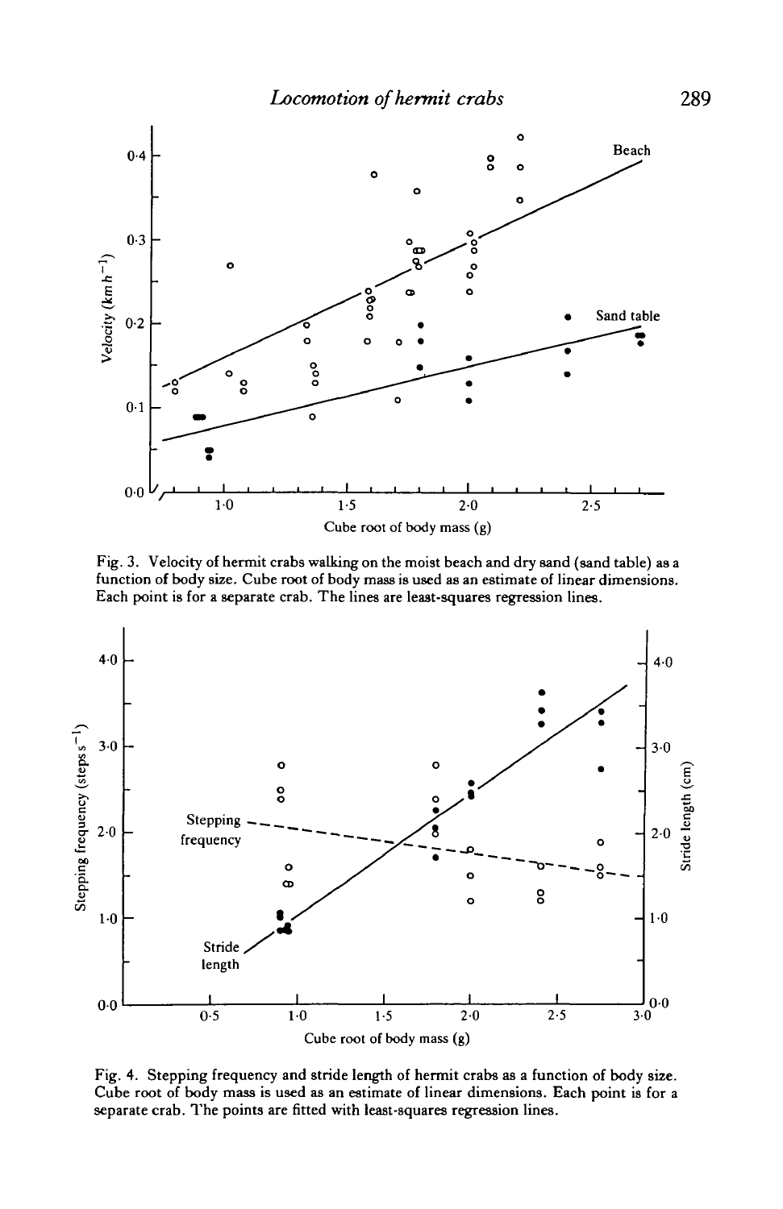Fig. 3. Velocity of hermit crabs walking on the moist beach and dry sand (sand table) as a function of body size. Cube root of body mass is used as an estimate of linear dimensions. Each point is for a separate crab. The lines are least-squares regression lines.

Fig. 4. Stepping frequency and stride length of hermit crabs as a function of body size. Cube root of body mass is used as an estimate of linear dimensions. Each point is for a separate crab. The points are fitted with least-squares regression lines.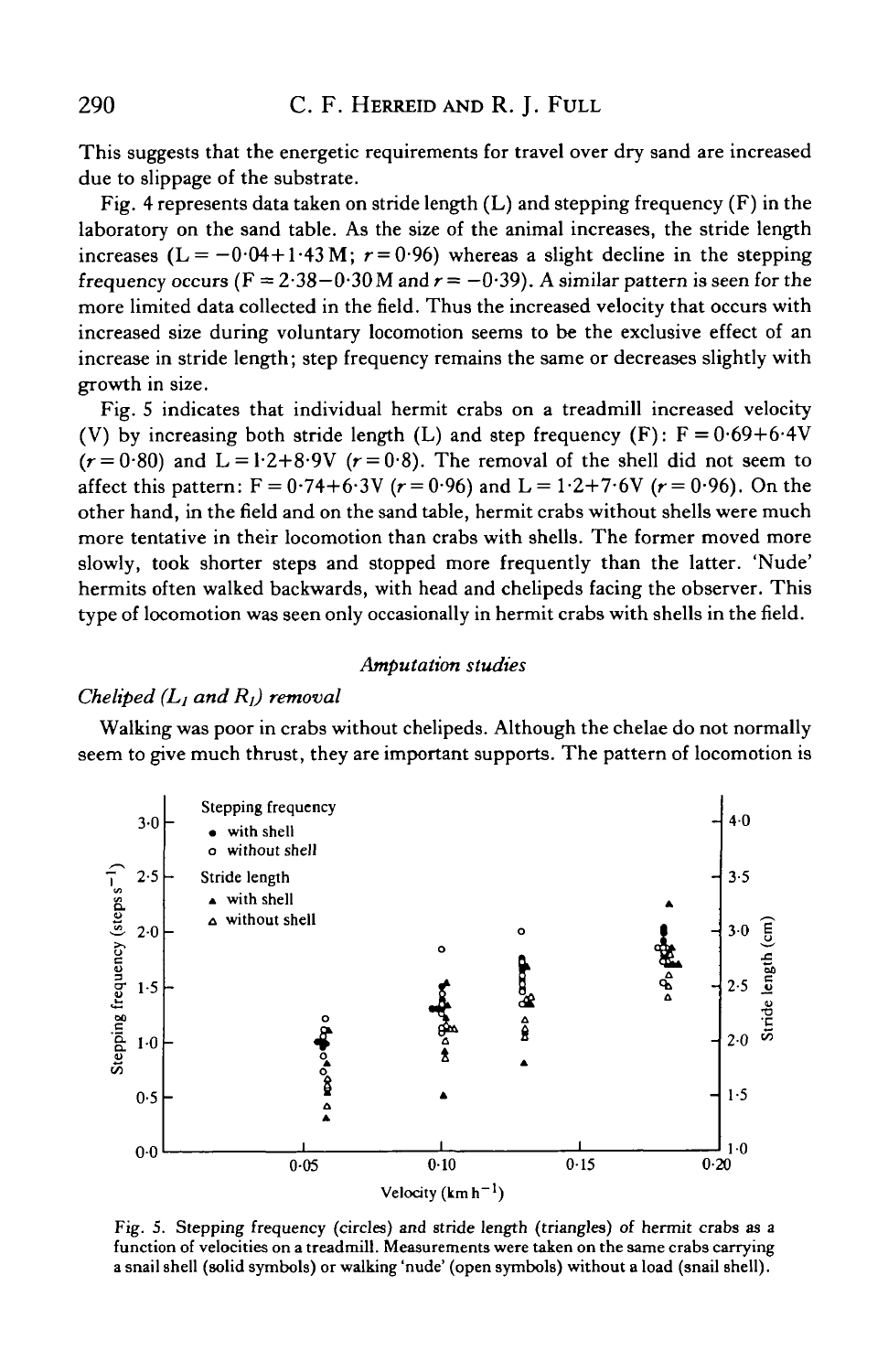This suggests that the energetic requirements for travel over dry sand are increased due to slippage of the substrate.

Fig. 4 represents data taken on stride length (L) and stepping frequency (F) in the laboratory on the sand table. As the size of the animal increases, the stride length increases ($L = -0.04 + 1.43\,M$; $r = 0.96$) whereas a slight decline in the stepping frequency occurs ($F = 2.38 - 0.30\,M$ and $r = -0.39$). A similar pattern is seen for the more limited data collected in the field. Thus the increased velocity that occurs with increased size during voluntary locomotion seems to be the exclusive effect of an increase in stride length; step frequency remains the same or decreases slightly with growth in size.

Fig. 5 indicates that individual hermit crabs on a treadmill increased velocity (V) by increasing both stride length (L) and step frequency (F): $F = 0.69 + 6.4V$ ($r = 0.80$) and $L = 1.2 + 8.9V$ ($r = 0.8$). The removal of the shell did not seem to affect this pattern: $F = 0.74 + 6.3V$ ($r = 0.96$) and $L = 1.2 + 7.6V$ ($r = 0.96$). On the other hand, in the field and on the sand table, hermit crabs without shells were much more tentative in their locomotion than crabs with shells. The former moved more slowly, took shorter steps and stopped more frequently than the latter. 'Nude' hermits often walked backwards, with head and chelipeds facing the observer. This type of locomotion was seen only occasionally in hermit crabs with shells in the field.

### *Amputation studies*

#### *Cheliped ($L_I$ and $R_I$) removal*

Walking was poor in crabs without chelipeds. Although the chelae do not normally seem to give much thrust, they are important supports. The pattern of locomotion is

Fig. 5. Stepping frequency (circles) and stride length (triangles) of hermit crabs as a function of velocities on a treadmill. Measurements were taken on the same crabs carrying a snail shell (solid symbols) or walking 'nude' (open symbols) without a load (snail shell).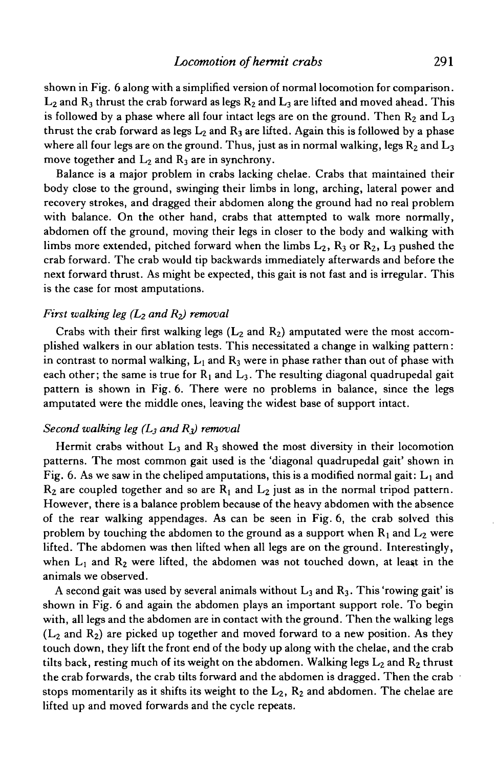shown in Fig. 6 along with a simplified version of normal locomotion for comparison. $L_2$ and $R_3$ thrust the crab forward as legs $R_2$ and $L_3$ are lifted and moved ahead. This is followed by a phase where all four intact legs are on the ground. Then $R_2$ and $L_3$ thrust the crab forward as legs $L_2$ and $R_3$ are lifted. Again this is followed by a phase where all four legs are on the ground. Thus, just as in normal walking, legs $R_2$ and $L_3$ move together and $L_2$ and $R_3$ are in synchrony.

Balance is a major problem in crabs lacking chelae. Crabs that maintained their body close to the ground, swinging their limbs in long, arching, lateral power and recovery strokes, and dragged their abdomen along the ground had no real problem with balance. On the other hand, crabs that attempted to walk more normally, abdomen off the ground, moving their legs in closer to the body and walking with limbs more extended, pitched forward when the limbs $L_2$, $R_3$ or $R_2$, $L_3$ pushed the crab forward. The crab would tip backwards immediately afterwards and before the next forward thrust. As might be expected, this gait is not fast and is irregular. This is the case for most amputations.

### *First walking leg ($L_2$ and $R_2$) removal*

Crabs with their first walking legs ($L_2$ and $R_2$) amputated were the most accomplished walkers in our ablation tests. This necessitated a change in walking pattern: in contrast to normal walking, $L_1$ and $R_3$ were in phase rather than out of phase with each other; the same is true for $R_1$ and $L_3$. The resulting diagonal quadrupedal gait pattern is shown in Fig. 6. There were no problems in balance, since the legs amputated were the middle ones, leaving the widest base of support intact.

### *Second walking leg ($L_3$ and $R_3$) removal*

Hermit crabs without $L_3$ and $R_3$ showed the most diversity in their locomotion patterns. The most common gait used is the 'diagonal quadrupedal gait' shown in Fig. 6. As we saw in the cheliped amputations, this is a modified normal gait: $L_1$ and $R_2$ are coupled together and so are $R_1$ and $L_2$ just as in the normal tripod pattern. However, there is a balance problem because of the heavy abdomen with the absence of the rear walking appendages. As can be seen in Fig. 6, the crab solved this problem by touching the abdomen to the ground as a support when $R_1$ and $L_2$ were lifted. The abdomen was then lifted when all legs are on the ground. Interestingly, when $L_1$ and $R_2$ were lifted, the abdomen was not touched down, at least in the animals we observed.

A second gait was used by several animals without $L_3$ and $R_3$. This 'rowing gait' is shown in Fig. 6 and again the abdomen plays an important support role. To begin with, all legs and the abdomen are in contact with the ground. Then the walking legs ($L_2$ and $R_2$) are picked up together and moved forward to a new position. As they touch down, they lift the front end of the body up along with the chelae, and the crab tilts back, resting much of its weight on the abdomen. Walking legs $L_2$ and $R_2$ thrust the crab forwards, the crab tilts forward and the abdomen is dragged. Then the crab stops momentarily as it shifts its weight to the $L_2$, $R_2$ and abdomen. The chelae are lifted up and moved forwards and the cycle repeats.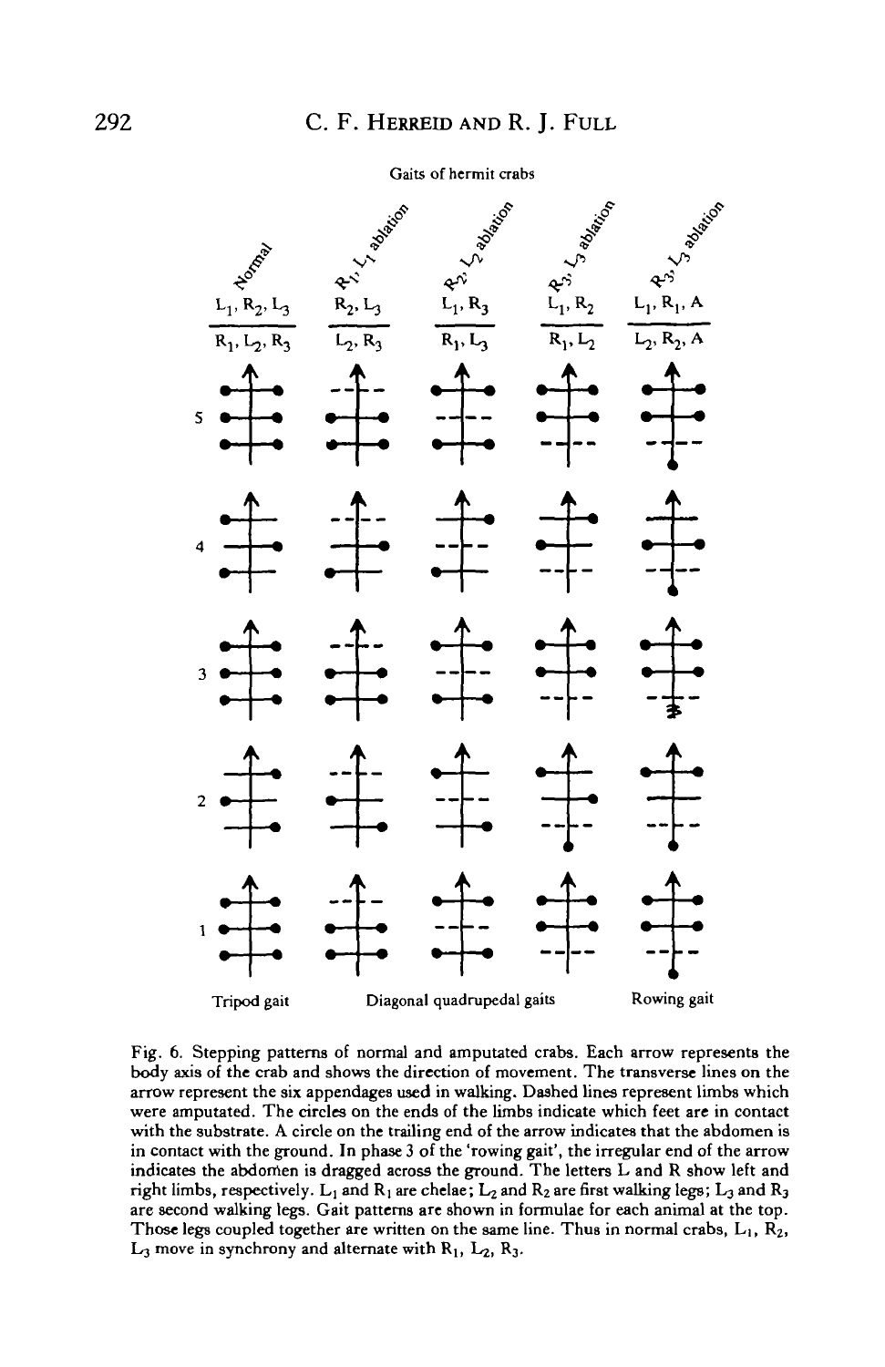Gaits of hermit crabs

| Normal | $R_1, L_1$ ablation | $R_2, L_2$ ablation | $R_3, L_3$ ablation | $R_3, L_3$ ablation |
|---|---|---|---|---|
| $L_1, R_2, L_3$ | $R_2, L_3$ | $L_1, R_3$ | $L_1, R_2$ | $L_1, R_1$, A |
| $R_1, L_2, R_3$ | $L_2, R_3$ | $R_1, L_3$ | $R_1, L_2$ | $L_2, R_2$, A |

Tripod gait — Diagonal quadrupedal gaits — Rowing gait

Fig. 6. Stepping patterns of normal and amputated crabs. Each arrow represents the body axis of the crab and shows the direction of movement. The transverse lines on the arrow represent the six appendages used in walking. Dashed lines represent limbs which were amputated. The circles on the ends of the limbs indicate which feet are in contact with the substrate. A circle on the trailing end of the arrow indicates that the abdomen is in contact with the ground. In phase 3 of the 'rowing gait', the irregular end of the arrow indicates the abdomen is dragged across the ground. The letters L and R show left and right limbs, respectively. $L_1$ and $R_1$ are chelae; $L_2$ and $R_2$ are first walking legs; $L_3$ and $R_3$ are second walking legs. Gait patterns are shown in formulae for each animal at the top. Those legs coupled together are written on the same line. Thus in normal crabs, $L_1$, $R_2$, $L_3$ move in synchrony and alternate with $R_1$, $L_2$, $R_3$.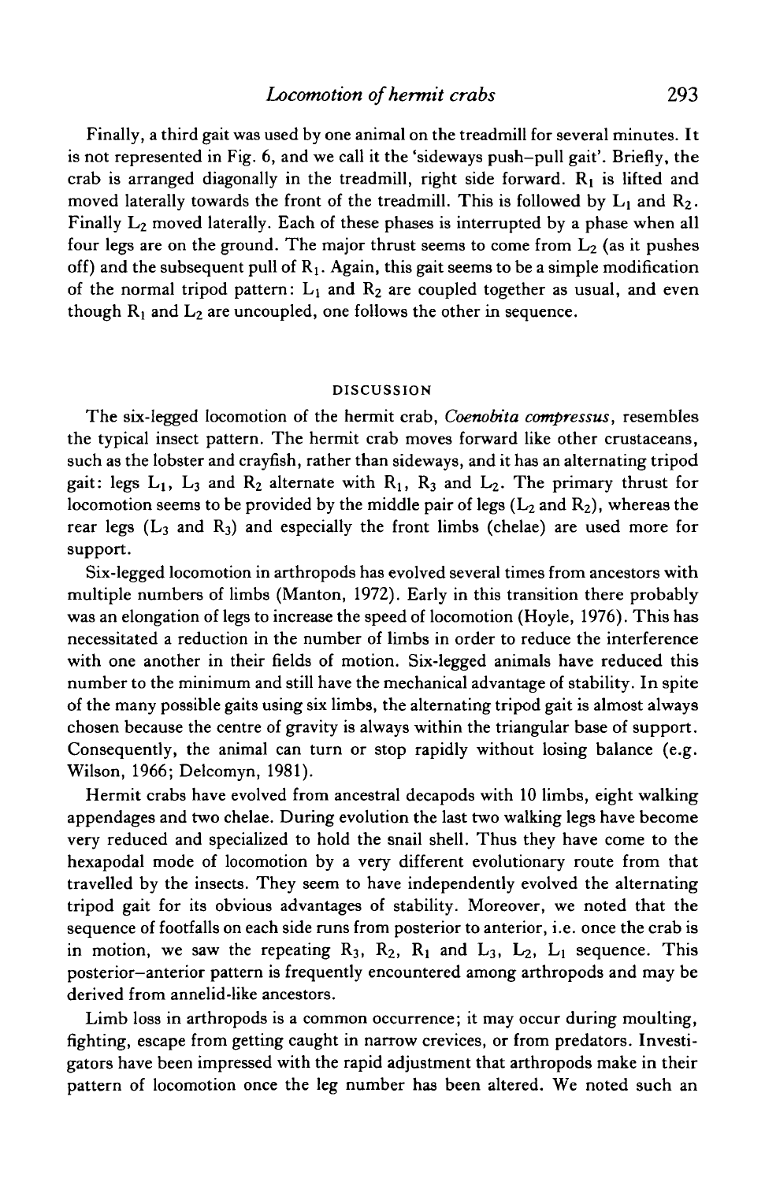Finally, a third gait was used by one animal on the treadmill for several minutes. It is not represented in Fig. 6, and we call it the 'sideways push–pull gait'. Briefly, the crab is arranged diagonally in the treadmill, right side forward. $R_1$ is lifted and moved laterally towards the front of the treadmill. This is followed by $L_1$ and $R_2$. Finally $L_2$ moved laterally. Each of these phases is interrupted by a phase when all four legs are on the ground. The major thrust seems to come from $L_2$ (as it pushes off) and the subsequent pull of $R_1$. Again, this gait seems to be a simple modification of the normal tripod pattern: $L_1$ and $R_2$ are coupled together as usual, and even though $R_1$ and $L_2$ are uncoupled, one follows the other in sequence.

## DISCUSSION

The six-legged locomotion of the hermit crab, *Coenobita compressus*, resembles the typical insect pattern. The hermit crab moves forward like other crustaceans, such as the lobster and crayfish, rather than sideways, and it has an alternating tripod gait: legs $L_1$, $L_3$ and $R_2$ alternate with $R_1$, $R_3$ and $L_2$. The primary thrust for locomotion seems to be provided by the middle pair of legs ($L_2$ and $R_2$), whereas the rear legs ($L_3$ and $R_3$) and especially the front limbs (chelae) are used more for support.

Six-legged locomotion in arthropods has evolved several times from ancestors with multiple numbers of limbs (Manton, 1972). Early in this transition there probably was an elongation of legs to increase the speed of locomotion (Hoyle, 1976). This has necessitated a reduction in the number of limbs in order to reduce the interference with one another in their fields of motion. Six-legged animals have reduced this number to the minimum and still have the mechanical advantage of stability. In spite of the many possible gaits using six limbs, the alternating tripod gait is almost always chosen because the centre of gravity is always within the triangular base of support. Consequently, the animal can turn or stop rapidly without losing balance (e.g. Wilson, 1966; Delcomyn, 1981).

Hermit crabs have evolved from ancestral decapods with 10 limbs, eight walking appendages and two chelae. During evolution the last two walking legs have become very reduced and specialized to hold the snail shell. Thus they have come to the hexapodal mode of locomotion by a very different evolutionary route from that travelled by the insects. They seem to have independently evolved the alternating tripod gait for its obvious advantages of stability. Moreover, we noted that the sequence of footfalls on each side runs from posterior to anterior, i.e. once the crab is in motion, we saw the repeating $R_3$, $R_2$, $R_1$ and $L_3$, $L_2$, $L_1$ sequence. This posterior–anterior pattern is frequently encountered among arthropods and may be derived from annelid-like ancestors.

Limb loss in arthropods is a common occurrence; it may occur during moulting, fighting, escape from getting caught in narrow crevices, or from predators. Investigators have been impressed with the rapid adjustment that arthropods make in their pattern of locomotion once the leg number has been altered. We noted such an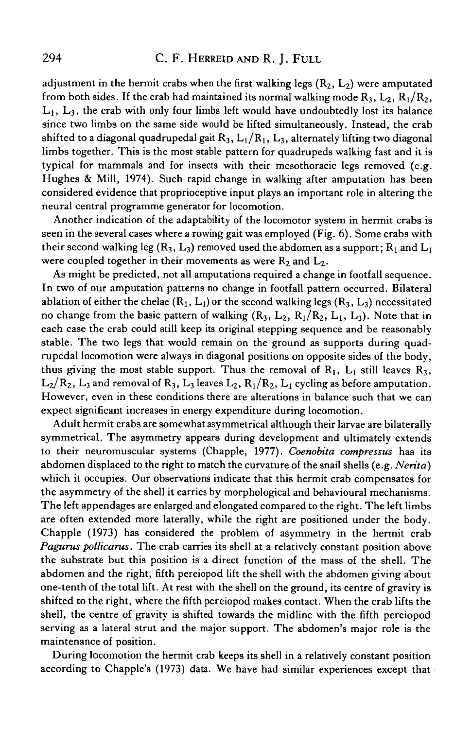adjustment in the hermit crabs when the first walking legs ($R_2$, $L_2$) were amputated from both sides. If the crab had maintained its normal walking mode $R_3$, $L_2$, $R_1/R_2$, $L_1$, $L_3$, the crab with only four limbs left would have undoubtedly lost its balance since two limbs on the same side would be lifted simultaneously. Instead, the crab shifted to a diagonal quadrupedal gait $R_3$, $L_1/R_1$, $L_3$, alternately lifting two diagonal limbs together. This is the most stable pattern for quadrupeds walking fast and it is typical for mammals and for insects with their mesothoracic legs removed (e.g. Hughes & Mill, 1974). Such rapid change in walking after amputation has been considered evidence that proprioceptive input plays an important role in altering the neural central programme generator for locomotion.

Another indication of the adaptability of the locomotor system in hermit crabs is seen in the several cases where a rowing gait was employed (Fig. 6). Some crabs with their second walking leg ($R_3$, $L_3$) removed used the abdomen as a support; $R_1$ and $L_1$ were coupled together in their movements as were $R_2$ and $L_2$.

As might be predicted, not all amputations required a change in footfall sequence. In two of our amputation patterns no change in footfall pattern occurred. Bilateral ablation of either the chelae ($R_1$, $L_1$) or the second walking legs ($R_3$, $L_3$) necessitated no change from the basic pattern of walking ($R_3$, $L_2$, $R_1/R_2$, $L_1$, $L_3$). Note that in each case the crab could still keep its original stepping sequence and be reasonably stable. The two legs that would remain on the ground as supports during quadrupedal locomotion were always in diagonal positions on opposite sides of the body, thus giving the most stable support. Thus the removal of $R_1$, $L_1$ still leaves $R_3$, $L_2/R_2$, $L_3$ and removal of $R_3$, $L_3$ leaves $L_2$, $R_1/R_2$, $L_1$ cycling as before amputation. However, even in these conditions there are alterations in balance such that we can expect significant increases in energy expenditure during locomotion.

Adult hermit crabs are somewhat asymmetrical although their larvae are bilaterally symmetrical. The asymmetry appears during development and ultimately extends to their neuromuscular systems (Chapple, 1977). *Coenobita compressus* has its abdomen displaced to the right to match the curvature of the snail shells (e.g. *Nerita*) which it occupies. Our observations indicate that this hermit crab compensates for the asymmetry of the shell it carries by morphological and behavioural mechanisms. The left appendages are enlarged and elongated compared to the right. The left limbs are often extended more laterally, while the right are positioned under the body. Chapple (1973) has considered the problem of asymmetry in the hermit crab *Pagurus pollicarus*. The crab carries its shell at a relatively constant position above the substrate but this position is a direct function of the mass of the shell. The abdomen and the right, fifth pereiopod lift the shell with the abdomen giving about one-tenth of the total lift. At rest with the shell on the ground, its centre of gravity is shifted to the right, where the fifth pereiopod makes contact. When the crab lifts the shell, the centre of gravity is shifted towards the midline with the fifth pereiopod serving as a lateral strut and the major support. The abdomen's major role is the maintenance of position.

During locomotion the hermit crab keeps its shell in a relatively constant position according to Chapple's (1973) data. We have had similar experiences except that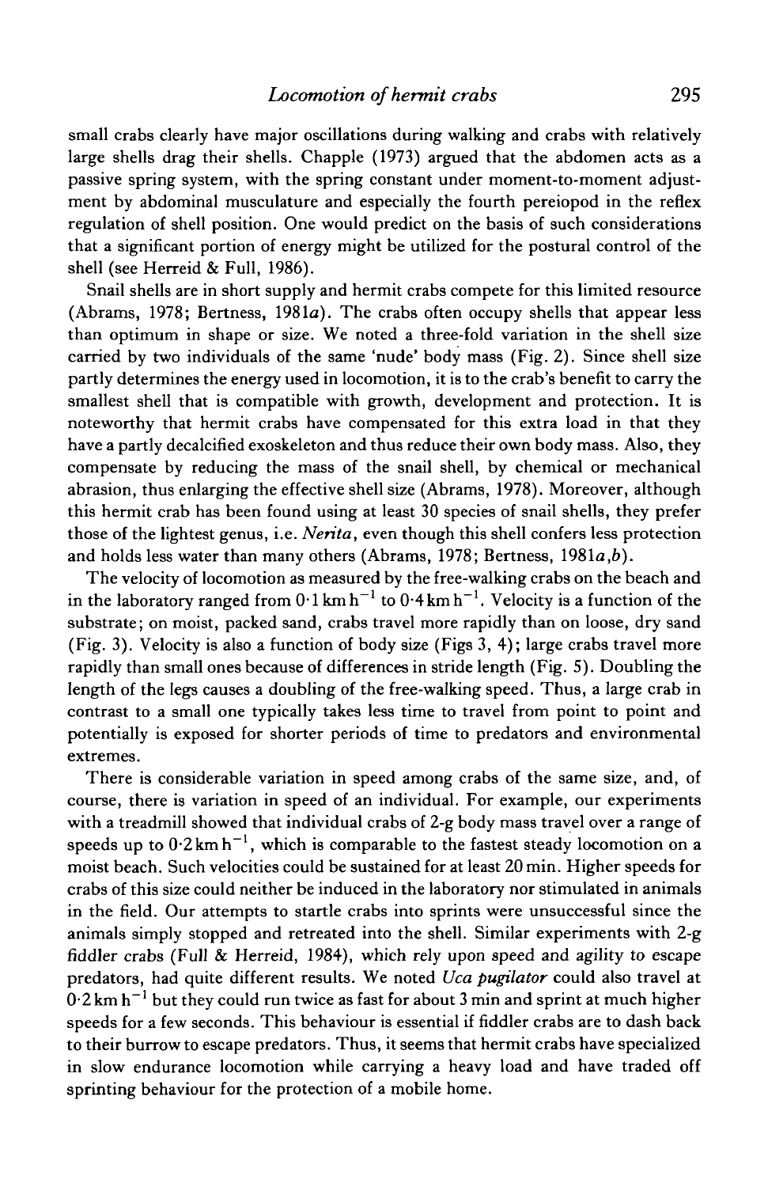small crabs clearly have major oscillations during walking and crabs with relatively large shells drag their shells. Chapple (1973) argued that the abdomen acts as a passive spring system, with the spring constant under moment-to-moment adjustment by abdominal musculature and especially the fourth pereiopod in the reflex regulation of shell position. One would predict on the basis of such considerations that a significant portion of energy might be utilized for the postural control of the shell (see Herreid & Full, 1986).

Snail shells are in short supply and hermit crabs compete for this limited resource (Abrams, 1978; Bertness, 1981*a*). The crabs often occupy shells that appear less than optimum in shape or size. We noted a three-fold variation in the shell size carried by two individuals of the same 'nude' body mass (Fig. 2). Since shell size partly determines the energy used in locomotion, it is to the crab's benefit to carry the smallest shell that is compatible with growth, development and protection. It is noteworthy that hermit crabs have compensated for this extra load in that they have a partly decalcified exoskeleton and thus reduce their own body mass. Also, they compensate by reducing the mass of the snail shell, by chemical or mechanical abrasion, thus enlarging the effective shell size (Abrams, 1978). Moreover, although this hermit crab has been found using at least 30 species of snail shells, they prefer those of the lightest genus, i.e. *Nerita*, even though this shell confers less protection and holds less water than many others (Abrams, 1978; Bertness, 1981*a,b*).

The velocity of locomotion as measured by the free-walking crabs on the beach and in the laboratory ranged from $0{\cdot}1\,\mathrm{km\,h^{-1}}$ to $0{\cdot}4\,\mathrm{km\,h^{-1}}$. Velocity is a function of the substrate; on moist, packed sand, crabs travel more rapidly than on loose, dry sand (Fig. 3). Velocity is also a function of body size (Figs 3, 4); large crabs travel more rapidly than small ones because of differences in stride length (Fig. 5). Doubling the length of the legs causes a doubling of the free-walking speed. Thus, a large crab in contrast to a small one typically takes less time to travel from point to point and potentially is exposed for shorter periods of time to predators and environmental extremes.

There is considerable variation in speed among crabs of the same size, and, of course, there is variation in speed of an individual. For example, our experiments with a treadmill showed that individual crabs of 2-g body mass travel over a range of speeds up to $0{\cdot}2\,\mathrm{km\,h^{-1}}$, which is comparable to the fastest steady locomotion on a moist beach. Such velocities could be sustained for at least 20 min. Higher speeds for crabs of this size could neither be induced in the laboratory nor stimulated in animals in the field. Our attempts to startle crabs into sprints were unsuccessful since the animals simply stopped and retreated into the shell. Similar experiments with 2-g fiddler crabs (Full & Herreid, 1984), which rely upon speed and agility to escape predators, had quite different results. We noted *Uca pugilator* could also travel at $0{\cdot}2\,\mathrm{km\,h^{-1}}$ but they could run twice as fast for about 3 min and sprint at much higher speeds for a few seconds. This behaviour is essential if fiddler crabs are to dash back to their burrow to escape predators. Thus, it seems that hermit crabs have specialized in slow endurance locomotion while carrying a heavy load and have traded off sprinting behaviour for the protection of a mobile home.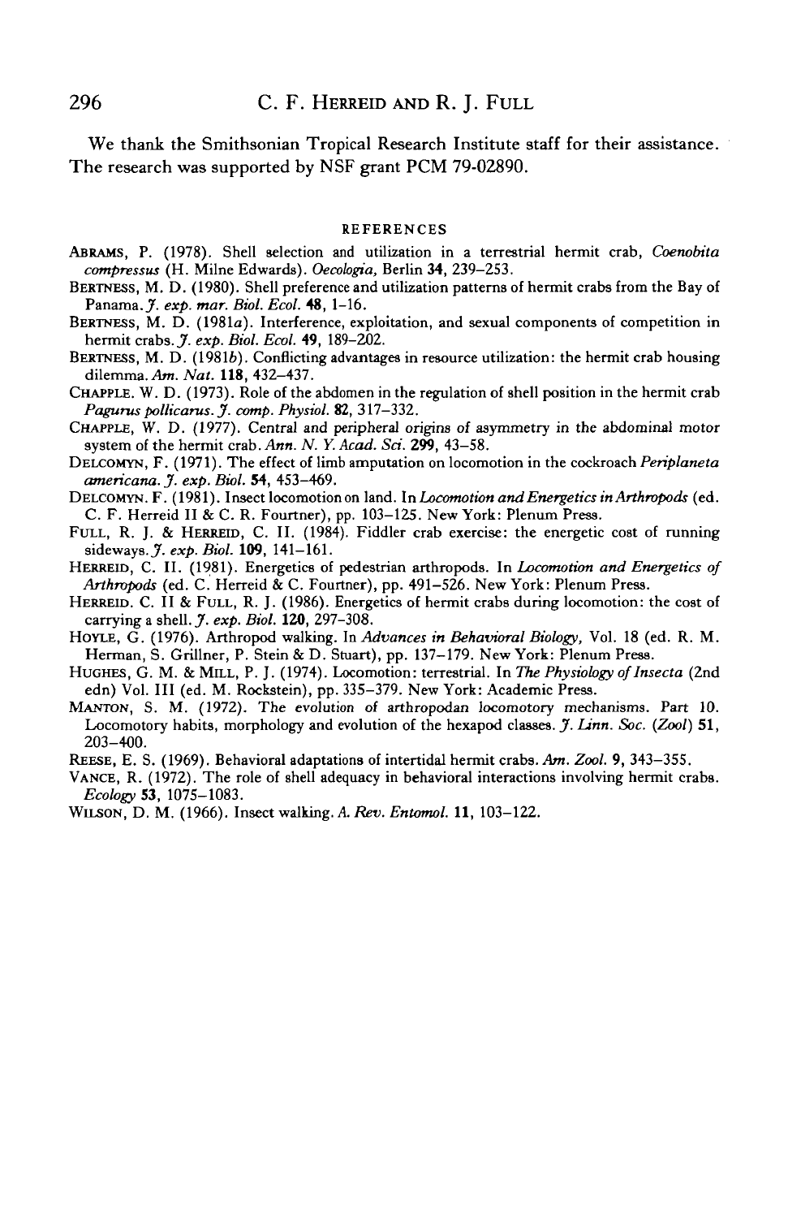We thank the Smithsonian Tropical Research Institute staff for their assistance. The research was supported by NSF grant PCM 79-02890.

## REFERENCES

ABRAMS, P. (1978). Shell selection and utilization in a terrestrial hermit crab, *Coenobita compressus* (H. Milne Edwards). *Oecologia,* Berlin **34**, 239–253.

BERTNESS, M. D. (1980). Shell preference and utilization patterns of hermit crabs from the Bay of Panama. *J. exp. mar. Biol. Ecol.* **48**, 1–16.

BERTNESS, M. D. (1981*a*). Interference, exploitation, and sexual components of competition in hermit crabs. *J. exp. Biol. Ecol.* **49**, 189–202.

BERTNESS, M. D. (1981*b*). Conflicting advantages in resource utilization: the hermit crab housing dilemma. *Am. Nat.* **118**, 432–437.

CHAPPLE. W. D. (1973). Role of the abdomen in the regulation of shell position in the hermit crab *Pagurus pollicarus*. *J. comp. Physiol.* **82**, 317–332.

CHAPPLE, W. D. (1977). Central and peripheral origins of asymmetry in the abdominal motor system of the hermit crab. *Ann. N. Y. Acad. Sci.* **299**, 43–58.

DELCOMYN, F. (1971). The effect of limb amputation on locomotion in the cockroach *Periplaneta americana*. *J. exp. Biol.* **54**, 453–469.

DELCOMYN. F. (1981). Insect locomotion on land. In *Locomotion and Energetics in Arthropods* (ed. C. F. Herreid II & C. R. Fourtner), pp. 103–125. New York: Plenum Press.

FULL, R. J. & HERREID, C. II. (1984). Fiddler crab exercise: the energetic cost of running sideways. *J. exp. Biol.* **109**, 141–161.

HERREID, C. II. (1981). Energetics of pedestrian arthropods. In *Locomotion and Energetics of Arthropods* (ed. C. Herreid & C. Fourtner), pp. 491–526. New York: Plenum Press.

HERREID. C. II & FULL, R. J. (1986). Energetics of hermit crabs during locomotion: the cost of carrying a shell. *J. exp. Biol.* **120**, 297–308.

HOYLE, G. (1976). Arthropod walking. In *Advances in Behavioral Biology,* Vol. 18 (ed. R. M. Herman, S. Grillner, P. Stein & D. Stuart), pp. 137–179. New York: Plenum Press.

HUGHES, G. M. & MILL, P. J. (1974). Locomotion: terrestrial. In *The Physiology of Insecta* (2nd edn) Vol. III (ed. M. Rockstein), pp. 335–379. New York: Academic Press.

MANTON, S. M. (1972). The evolution of arthropodan locomotory mechanisms. Part 10. Locomotory habits, morphology and evolution of the hexapod classes. *J. Linn. Soc.* (*Zool*) **51**, 203–400.

REESE, E. S. (1969). Behavioral adaptations of intertidal hermit crabs. *Am. Zool.* **9**, 343–355.

VANCE, R. (1972). The role of shell adequacy in behavioral interactions involving hermit crabs. *Ecology* **53**, 1075–1083.

WILSON, D. M. (1966). Insect walking. *A. Rev. Entomol.* **11**, 103–122.